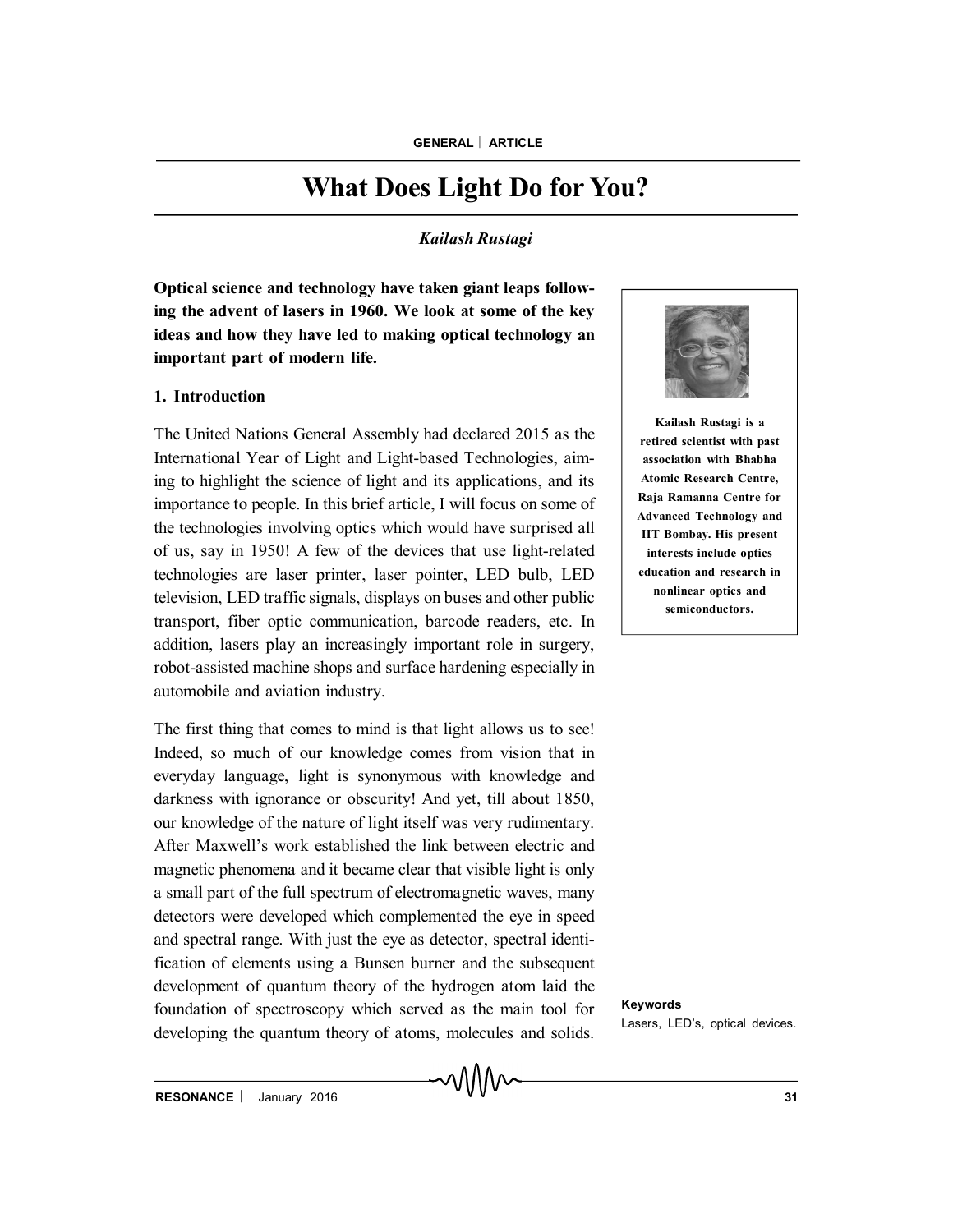GENERAL | ARTICLE

# What Does Light Do for You?

*Kailash Rustagi*

**Optical science and technology have taken giant leaps following the advent of lasers in 1960. We look at some of the key ideas and how they have led to making optical technology an important part of modern life.**

**Kailash Rustagi is a retired scientist with past association with Bhabha Atomic Research Centre, Raja Ramanna Centre for Advanced Technology and IIT Bombay. His present interests include optics education and research in nonlinear optics and semiconductors.**

## 1. Introduction

The United Nations General Assembly had declared 2015 as the International Year of Light and Light-based Technologies, aiming to highlight the science of light and its applications, and its importance to people. In this brief article, I will focus on some of the technologies involving optics which would have surprised all of us, say in 1950! A few of the devices that use light-related technologies are laser printer, laser pointer, LED bulb, LED television, LED traffic signals, displays on buses and other public transport, fiber optic communication, barcode readers, etc. In addition, lasers play an increasingly important role in surgery, robot-assisted machine shops and surface hardening especially in automobile and aviation industry.

The first thing that comes to mind is that light allows us to see! Indeed, so much of our knowledge comes from vision that in everyday language, light is synonymous with knowledge and darkness with ignorance or obscurity! And yet, till about 1850, our knowledge of the nature of light itself was very rudimentary. After Maxwell's work established the link between electric and magnetic phenomena and it became clear that visible light is only a small part of the full spectrum of electromagnetic waves, many detectors were developed which complemented the eye in speed and spectral range. With just the eye as detector, spectral identification of elements using a Bunsen burner and the subsequent development of quantum theory of the hydrogen atom laid the foundation of spectroscopy which served as the main tool for developing the quantum theory of atoms, molecules and solids.

**Keywords**

Lasers, LED's, optical devices.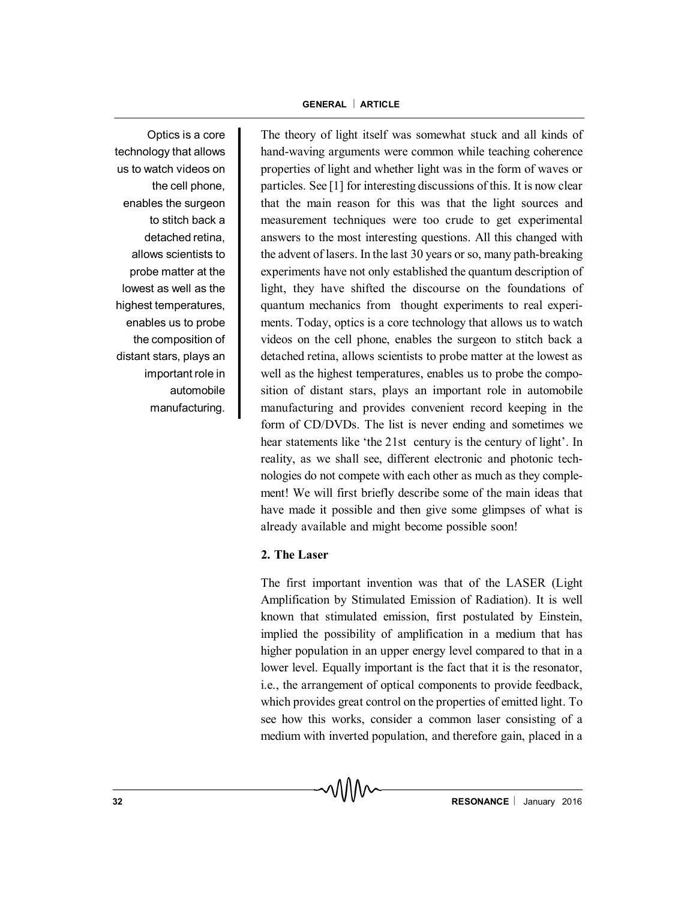Optics is a core technology that allows us to watch videos on the cell phone, enables the surgeon to stitch back a detached retina, allows scientists to probe matter at the lowest as well as the highest temperatures, enables us to probe the composition of distant stars, plays an important role in automobile manufacturing.

The theory of light itself was somewhat stuck and all kinds of hand-waving arguments were common while teaching coherence properties of light and whether light was in the form of waves or particles. See [1] for interesting discussions of this. It is now clear that the main reason for this was that the light sources and measurement techniques were too crude to get experimental answers to the most interesting questions. All this changed with the advent of lasers. In the last 30 years or so, many path-breaking experiments have not only established the quantum description of light, they have shifted the discourse on the foundations of quantum mechanics from thought experiments to real experiments. Today, optics is a core technology that allows us to watch videos on the cell phone, enables the surgeon to stitch back a detached retina, allows scientists to probe matter at the lowest as well as the highest temperatures, enables us to probe the composition of distant stars, plays an important role in automobile manufacturing and provides convenient record keeping in the form of CD/DVDs. The list is never ending and sometimes we hear statements like 'the 21st century is the century of light'. In reality, as we shall see, different electronic and photonic technologies do not compete with each other as much as they complement! We will first briefly describe some of the main ideas that have made it possible and then give some glimpses of what is already available and might become possible soon!

## 2. The Laser

The first important invention was that of the LASER (Light Amplification by Stimulated Emission of Radiation). It is well known that stimulated emission, first postulated by Einstein, implied the possibility of amplification in a medium that has higher population in an upper energy level compared to that in a lower level. Equally important is the fact that it is the resonator, i.e., the arrangement of optical components to provide feedback, which provides great control on the properties of emitted light. To see how this works, consider a common laser consisting of a medium with inverted population, and therefore gain, placed in a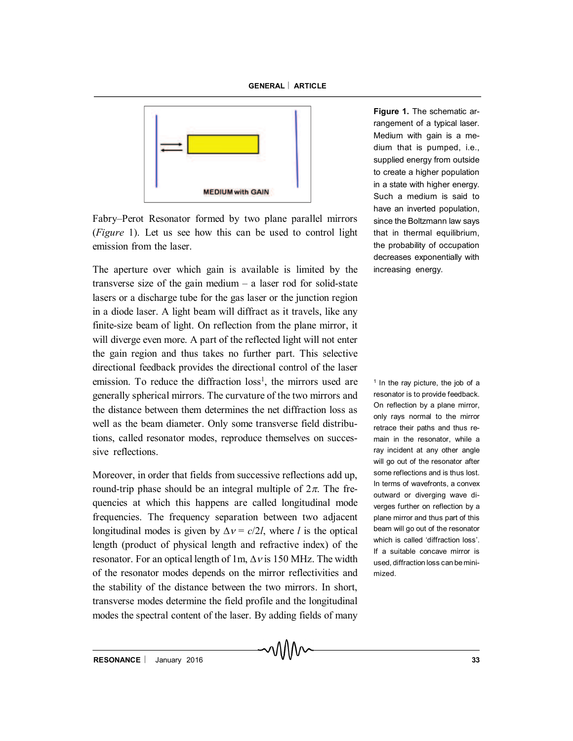Figure 1. The schematic arrangement of a typical laser. Medium with gain is a medium that is pumped, i.e., supplied energy from outside to create a higher population in a state with higher energy. Such a medium is said to have an inverted population, since the Boltzmann law says that in thermal equilibrium, the probability of occupation decreases exponentially with increasing energy.

Fabry–Perot Resonator formed by two plane parallel mirrors (*Figure* 1). Let us see how this can be used to control light emission from the laser.

The aperture over which gain is available is limited by the transverse size of the gain medium – a laser rod for solid-state lasers or a discharge tube for the gas laser or the junction region in a diode laser. A light beam will diffract as it travels, like any finite-size beam of light. On reflection from the plane mirror, it will diverge even more. A part of the reflected light will not enter the gain region and thus takes no further part. This selective directional feedback provides the directional control of the laser emission. To reduce the diffraction loss[1], the mirrors used are generally spherical mirrors. The curvature of the two mirrors and the distance between them determines the net diffraction loss as well as the beam diameter. Only some transverse field distributions, called resonator modes, reproduce themselves on successive reflections.

[1] In the ray picture, the job of a resonator is to provide feedback. On reflection by a plane mirror, only rays normal to the mirror retrace their paths and thus remain in the resonator, while a ray incident at any other angle will go out of the resonator after some reflections and is thus lost. In terms of wavefronts, a convex outward or diverging wave diverges further on reflection by a plane mirror and thus part of this beam will go out of the resonator which is called 'diffraction loss'. If a suitable concave mirror is used, diffraction loss can be minimized.

Moreover, in order that fields from successive reflections add up, round-trip phase should be an integral multiple of $2\pi$. The frequencies at which this happens are called longitudinal mode frequencies. The frequency separation between two adjacent longitudinal modes is given by $\Delta\nu = c/2l$, where $l$ is the optical length (product of physical length and refractive index) of the resonator. For an optical length of 1m, $\Delta\nu$ is 150 MHz. The width of the resonator modes depends on the mirror reflectivities and the stability of the distance between the two mirrors. In short, transverse modes determine the field profile and the longitudinal modes the spectral content of the laser. By adding fields of many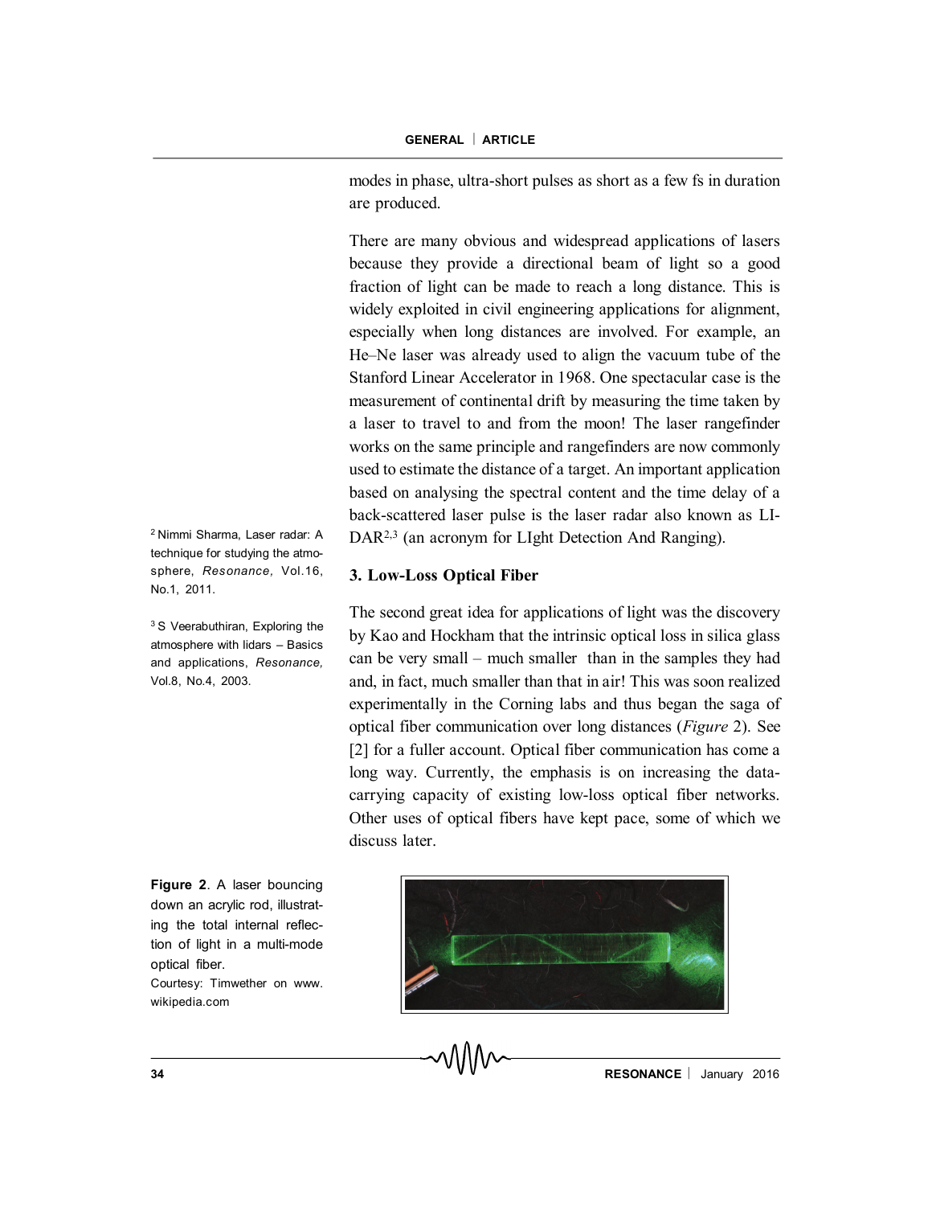modes in phase, ultra-short pulses as short as a few fs in duration are produced.

There are many obvious and widespread applications of lasers because they provide a directional beam of light so a good fraction of light can be made to reach a long distance. This is widely exploited in civil engineering applications for alignment, especially when long distances are involved. For example, an He–Ne laser was already used to align the vacuum tube of the Stanford Linear Accelerator in 1968. One spectacular case is the measurement of continental drift by measuring the time taken by a laser to travel to and from the moon! The laser rangefinder works on the same principle and rangefinders are now commonly used to estimate the distance of a target. An important application based on analysing the spectral content and the time delay of a back-scattered laser pulse is the laser radar also known as LIDAR[2,3] (an acronym for LIght Detection And Ranging).

[2] Nimmi Sharma, Laser radar: A technique for studying the atmosphere, *Resonance,* Vol.16, No.1, 2011.

[3] S Veerabuthiran, Exploring the atmosphere with lidars – Basics and applications, *Resonance,* Vol.8, No.4, 2003.

## 3. Low-Loss Optical Fiber

The second great idea for applications of light was the discovery by Kao and Hockham that the intrinsic optical loss in silica glass can be very small – much smaller than in the samples they had and, in fact, much smaller than that in air! This was soon realized experimentally in the Corning labs and thus began the saga of optical fiber communication over long distances (*Figure* 2). See [2] for a fuller account. Optical fiber communication has come a long way. Currently, the emphasis is on increasing the data-carrying capacity of existing low-loss optical fiber networks. Other uses of optical fibers have kept pace, some of which we discuss later.

**Figure 2**. A laser bouncing down an acrylic rod, illustrating the total internal reflection of light in a multi-mode optical fiber.
Courtesy: Timwether on www.wikipedia.com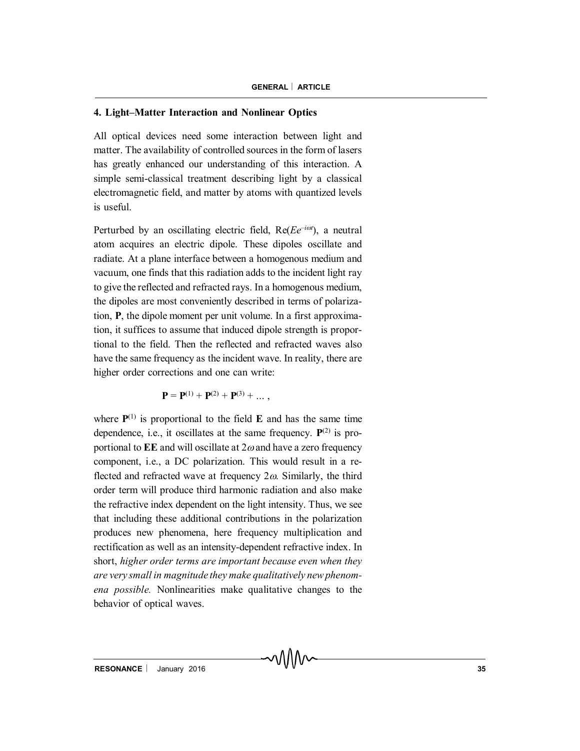## 4. Light–Matter Interaction and Nonlinear Optics

All optical devices need some interaction between light and matter. The availability of controlled sources in the form of lasers has greatly enhanced our understanding of this interaction. A simple semi-classical treatment describing light by a classical electromagnetic field, and matter by atoms with quantized levels is useful.

Perturbed by an oscillating electric field, $\mathrm{Re}(Ee^{-i\omega t})$, a neutral atom acquires an electric dipole. These dipoles oscillate and radiate. At a plane interface between a homogenous medium and vacuum, one finds that this radiation adds to the incident light ray to give the reflected and refracted rays. In a homogenous medium, the dipoles are most conveniently described in terms of polarization, **P**, the dipole moment per unit volume. In a first approximation, it suffices to assume that induced dipole strength is proportional to the field. Then the reflected and refracted waves also have the same frequency as the incident wave. In reality, there are higher order corrections and one can write:

$$\mathbf{P} = \mathbf{P}^{(1)} + \mathbf{P}^{(2)} + \mathbf{P}^{(3)} + \ldots ,$$

where $\mathbf{P}^{(1)}$ is proportional to the field **E** and has the same time dependence, i.e., it oscillates at the same frequency. $\mathbf{P}^{(2)}$ is proportional to **EE** and will oscillate at $2\omega$ and have a zero frequency component, i.e., a DC polarization. This would result in a reflected and refracted wave at frequency $2\omega$. Similarly, the third order term will produce third harmonic radiation and also make the refractive index dependent on the light intensity. Thus, we see that including these additional contributions in the polarization produces new phenomena, here frequency multiplication and rectification as well as an intensity-dependent refractive index. In short, *higher order terms are important because even when they are very small in magnitude they make qualitatively new phenomena possible.* Nonlinearities make qualitative changes to the behavior of optical waves.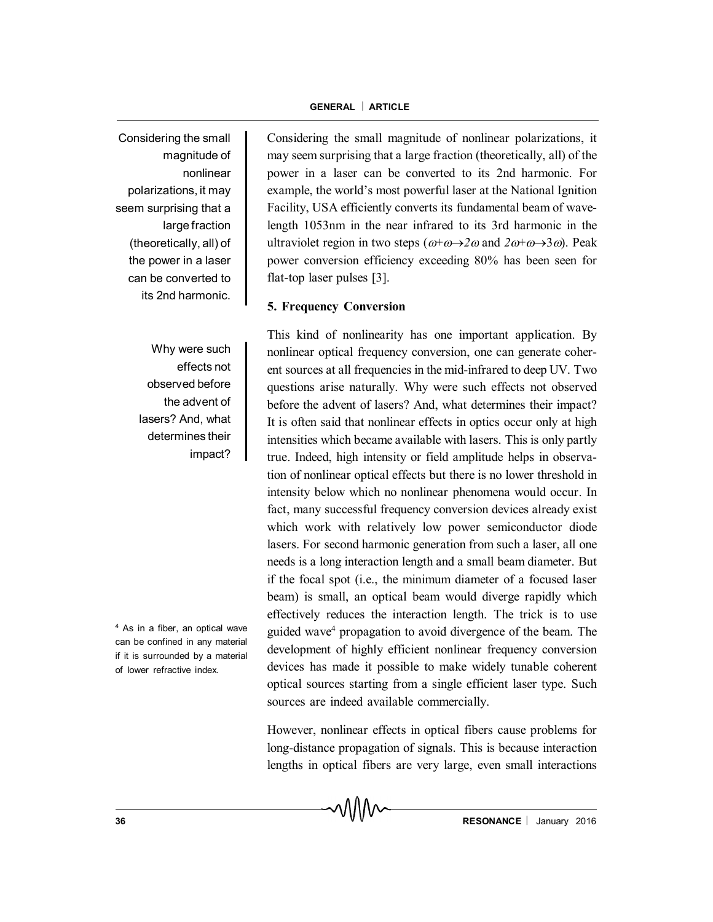Considering the small magnitude of nonlinear polarizations, it may seem surprising that a large fraction (theoretically, all) of the power in a laser can be converted to its 2nd harmonic.

Considering the small magnitude of nonlinear polarizations, it may seem surprising that a large fraction (theoretically, all) of the power in a laser can be converted to its 2nd harmonic. For example, the world's most powerful laser at the National Ignition Facility, USA efficiently converts its fundamental beam of wavelength 1053nm in the near infrared to its 3rd harmonic in the ultraviolet region in two steps ($\omega+\omega\rightarrow 2\omega$ and $2\omega+\omega\rightarrow 3\omega$). Peak power conversion efficiency exceeding 80% has been seen for flat-top laser pulses [3].

## 5. Frequency Conversion

Why were such effects not observed before the advent of lasers? And, what determines their impact?

This kind of nonlinearity has one important application. By nonlinear optical frequency conversion, one can generate coherent sources at all frequencies in the mid-infrared to deep UV. Two questions arise naturally. Why were such effects not observed before the advent of lasers? And, what determines their impact? It is often said that nonlinear effects in optics occur only at high intensities which became available with lasers. This is only partly true. Indeed, high intensity or field amplitude helps in observation of nonlinear optical effects but there is no lower threshold in intensity below which no nonlinear phenomena would occur. In fact, many successful frequency conversion devices already exist which work with relatively low power semiconductor diode lasers. For second harmonic generation from such a laser, all one needs is a long interaction length and a small beam diameter. But if the focal spot (i.e., the minimum diameter of a focused laser beam) is small, an optical beam would diverge rapidly which effectively reduces the interaction length. The trick is to use guided wave[4] propagation to avoid divergence of the beam. The development of highly efficient nonlinear frequency conversion devices has made it possible to make widely tunable coherent optical sources starting from a single efficient laser type. Such sources are indeed available commercially.

[4] As in a fiber, an optical wave can be confined in any material if it is surrounded by a material of lower refractive index.

However, nonlinear effects in optical fibers cause problems for long-distance propagation of signals. This is because interaction lengths in optical fibers are very large, even small interactions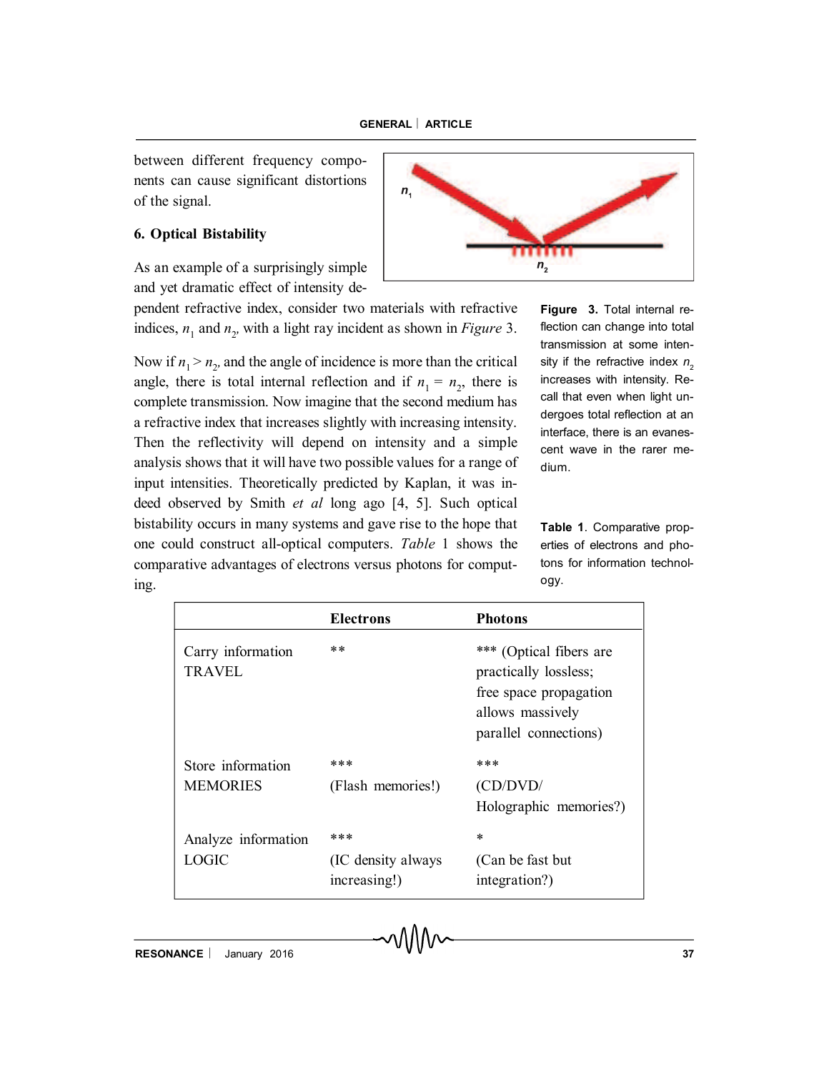between different frequency components can cause significant distortions of the signal.

## 6. Optical Bistability

As an example of a surprisingly simple and yet dramatic effect of intensity dependent refractive index, consider two materials with refractive indices, $n_1$ and $n_2$, with a light ray incident as shown in *Figure* 3.

Figure 3. Total internal reflection can change into total transmission at some intensity if the refractive index $n_2$ increases with intensity. Recall that even when light undergoes total reflection at an interface, there is an evanescent wave in the rarer medium.

Now if $n_1 > n_2$, and the angle of incidence is more than the critical angle, there is total internal reflection and if $n_1 = n_2$, there is complete transmission. Now imagine that the second medium has a refractive index that increases slightly with increasing intensity. Then the reflectivity will depend on intensity and a simple analysis shows that it will have two possible values for a range of input intensities. Theoretically predicted by Kaplan, it was indeed observed by Smith *et al* long ago [4, 5]. Such optical bistability occurs in many systems and gave rise to the hope that one could construct all-optical computers. *Table* 1 shows the comparative advantages of electrons versus photons for computing.

**Table 1**. Comparative properties of electrons and photons for information technology.

| | Electrons | Photons |
|---|---|---|
| Carry information TRAVEL | ** | *** (Optical fibers are practically lossless; free space propagation allows massively parallel connections) |
| Store information MEMORIES | *** (Flash memories!) | *** (CD/DVD/ Holographic memories?) |
| Analyze information LOGIC | *** (IC density always increasing!) | * (Can be fast but integration?) |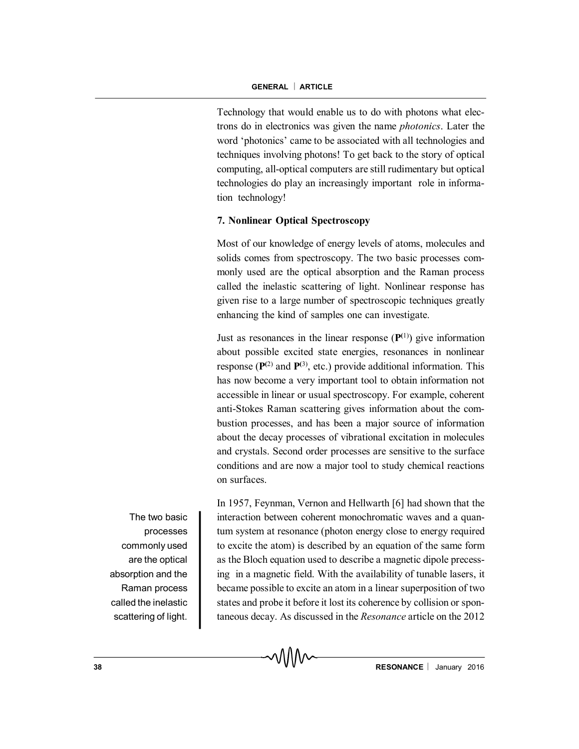Technology that would enable us to do with photons what electrons do in electronics was given the name *photonics*. Later the word 'photonics' came to be associated with all technologies and techniques involving photons! To get back to the story of optical computing, all-optical computers are still rudimentary but optical technologies do play an increasingly important role in information technology!

### 7. Nonlinear Optical Spectroscopy

Most of our knowledge of energy levels of atoms, molecules and solids comes from spectroscopy. The two basic processes commonly used are the optical absorption and the Raman process called the inelastic scattering of light. Nonlinear response has given rise to a large number of spectroscopic techniques greatly enhancing the kind of samples one can investigate.

Just as resonances in the linear response ($\mathbf{P}^{(1)}$) give information about possible excited state energies, resonances in nonlinear response ($\mathbf{P}^{(2)}$ and $\mathbf{P}^{(3)}$, etc.) provide additional information. This has now become a very important tool to obtain information not accessible in linear or usual spectroscopy. For example, coherent anti-Stokes Raman scattering gives information about the combustion processes, and has been a major source of information about the decay processes of vibrational excitation in molecules and crystals. Second order processes are sensitive to the surface conditions and are now a major tool to study chemical reactions on surfaces.

The two basic processes commonly used are the optical absorption and the Raman process called the inelastic scattering of light.

In 1957, Feynman, Vernon and Hellwarth [6] had shown that the interaction between coherent monochromatic waves and a quantum system at resonance (photon energy close to energy required to excite the atom) is described by an equation of the same form as the Bloch equation used to describe a magnetic dipole precessing in a magnetic field. With the availability of tunable lasers, it became possible to excite an atom in a linear superposition of two states and probe it before it lost its coherence by collision or spontaneous decay. As discussed in the *Resonance* article on the 2012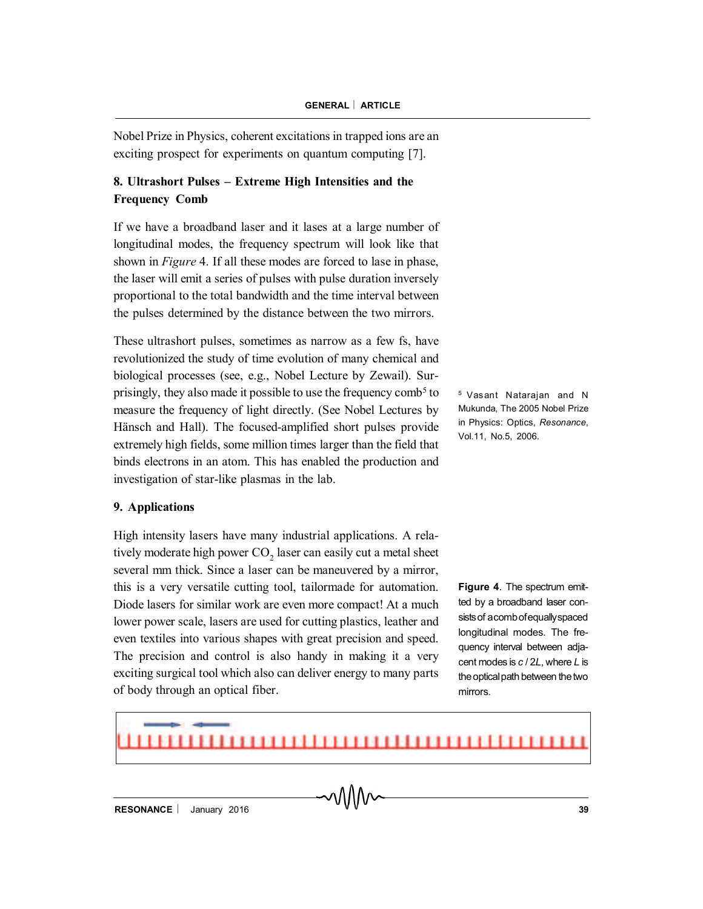Nobel Prize in Physics, coherent excitations in trapped ions are an exciting prospect for experiments on quantum computing [7].

## 8. Ultrashort Pulses – Extreme High Intensities and the Frequency Comb

If we have a broadband laser and it lases at a large number of longitudinal modes, the frequency spectrum will look like that shown in *Figure* 4. If all these modes are forced to lase in phase, the laser will emit a series of pulses with pulse duration inversely proportional to the total bandwidth and the time interval between the pulses determined by the distance between the two mirrors.

These ultrashort pulses, sometimes as narrow as a few fs, have revolutionized the study of time evolution of many chemical and biological processes (see, e.g., Nobel Lecture by Zewail). Surprisingly, they also made it possible to use the frequency comb[5] to measure the frequency of light directly. (See Nobel Lectures by Hänsch and Hall). The focused-amplified short pulses provide extremely high fields, some million times larger than the field that binds electrons in an atom. This has enabled the production and investigation of star-like plasmas in the lab.

[5] Vasant Natarajan and N Mukunda, The 2005 Nobel Prize in Physics: Optics, *Resonance*, Vol.11, No.5, 2006.

## 9. Applications

High intensity lasers have many industrial applications. A relatively moderate high power $CO_2$ laser can easily cut a metal sheet several mm thick. Since a laser can be maneuvered by a mirror, this is a very versatile cutting tool, tailormade for automation. Diode lasers for similar work are even more compact! At a much lower power scale, lasers are used for cutting plastics, leather and even textiles into various shapes with great precision and speed. The precision and control is also handy in making it a very exciting surgical tool which also can deliver energy to many parts of body through an optical fiber.

**Figure 4**. The spectrum emitted by a broadband laser consists of a comb of equally spaced longitudinal modes. The frequency interval between adjacent modes is $c / 2L$, where $L$ is the optical path between the two mirrors.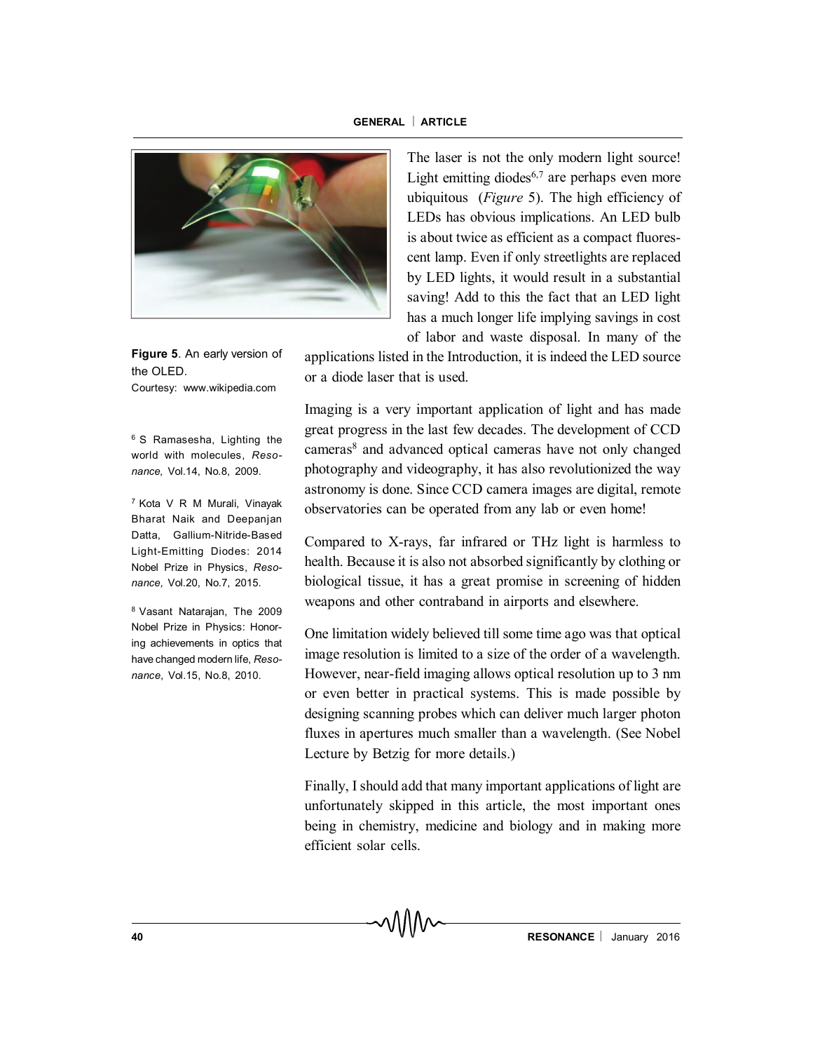The laser is not the only modern light source! Light emitting diodes[6,7] are perhaps even more ubiquitous (*Figure* 5). The high efficiency of LEDs has obvious implications. An LED bulb is about twice as efficient as a compact fluorescent lamp. Even if only streetlights are replaced by LED lights, it would result in a substantial saving! Add to this the fact that an LED light has a much longer life implying savings in cost of labor and waste disposal. In many of the applications listed in the Introduction, it is indeed the LED source or a diode laser that is used.

**Figure 5**. An early version of the OLED.
Courtesy: www.wikipedia.com

Imaging is a very important application of light and has made great progress in the last few decades. The development of CCD cameras[8] and advanced optical cameras have not only changed photography and videography, it has also revolutionized the way astronomy is done. Since CCD camera images are digital, remote observatories can be operated from any lab or even home!

Compared to X-rays, far infrared or THz light is harmless to health. Because it is also not absorbed significantly by clothing or biological tissue, it has a great promise in screening of hidden weapons and other contraband in airports and elsewhere.

One limitation widely believed till some time ago was that optical image resolution is limited to a size of the order of a wavelength. However, near-field imaging allows optical resolution up to 3 nm or even better in practical systems. This is made possible by designing scanning probes which can deliver much larger photon fluxes in apertures much smaller than a wavelength. (See Nobel Lecture by Betzig for more details.)

Finally, I should add that many important applications of light are unfortunately skipped in this article, the most important ones being in chemistry, medicine and biology and in making more efficient solar cells.

---

[6] S Ramasesha, Lighting the world with molecules, *Resonance,* Vol.14, No.8, 2009.

[7] Kota V R M Murali, Vinayak Bharat Naik and Deepanjan Datta, Gallium-Nitride-Based Light-Emitting Diodes: 2014 Nobel Prize in Physics, *Resonance,* Vol.20, No.7, 2015.

[8] Vasant Natarajan, The 2009 Nobel Prize in Physics: Honoring achievements in optics that have changed modern life, *Resonance*, Vol.15, No.8, 2010.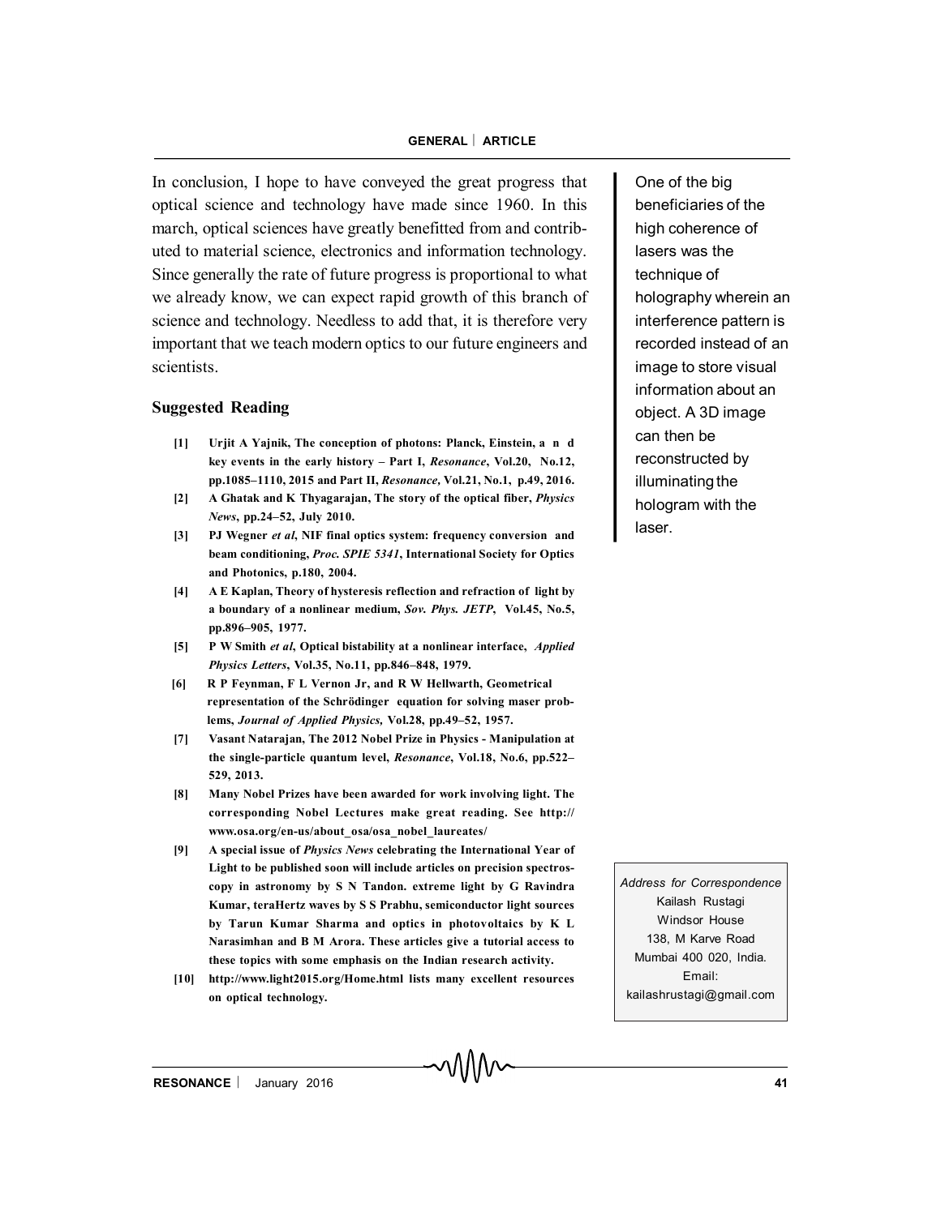In conclusion, I hope to have conveyed the great progress that optical science and technology have made since 1960. In this march, optical sciences have greatly benefitted from and contributed to material science, electronics and information technology. Since generally the rate of future progress is proportional to what we already know, we can expect rapid growth of this branch of science and technology. Needless to add that, it is therefore very important that we teach modern optics to our future engineers and scientists.

One of the big beneficiaries of the high coherence of lasers was the technique of holography wherein an interference pattern is recorded instead of an image to store visual information about an object. A 3D image can then be reconstructed by illuminating the hologram with the laser.

## Suggested Reading

**[1]** **Urjit A Yajnik, The conception of photons: Planck, Einstein, a n d key events in the early history – Part I, *Resonance*, Vol.20, No.12, pp.1085–1110, 2015 and Part II, *Resonance,* Vol.21, No.1, p.49, 2016.**

**[2]** **A Ghatak and K Thyagarajan, The story of the optical fiber, *Physics News*, pp.24–52, July 2010.**

**[3]** **PJ Wegner *et al*, NIF final optics system: frequency conversion and beam conditioning, *Proc. SPIE 5341*, International Society for Optics and Photonics, p.180, 2004.**

**[4]** **A E Kaplan, Theory of hysteresis reflection and refraction of light by a boundary of a nonlinear medium, *Sov. Phys. JETP*, Vol.45, No.5, pp.896–905, 1977.**

**[5]** **P W Smith *et al*, Optical bistability at a nonlinear interface, *Applied Physics Letters*, Vol.35, No.11, pp.846–848, 1979.**

**[6]** **R P Feynman, F L Vernon Jr, and R W Hellwarth, Geometrical representation of the Schrödinger equation for solving maser problems, *Journal of Applied Physics,* Vol.28, pp.49–52, 1957.**

**[7]** **Vasant Natarajan, The 2012 Nobel Prize in Physics - Manipulation at the single-particle quantum level, *Resonance*, Vol.18, No.6, pp.522–529, 2013.**

**[8]** **Many Nobel Prizes have been awarded for work involving light. The corresponding Nobel Lectures make great reading. See http://www.osa.org/en-us/about_osa/osa_nobel_laureates/**

**[9]** **A special issue of *Physics News* celebrating the International Year of Light to be published soon will include articles on precision spectroscopy in astronomy by S N Tandon. extreme light by G Ravindra Kumar, teraHertz waves by S S Prabhu, semiconductor light sources by Tarun Kumar Sharma and optics in photovoltaics by K L Narasimhan and B M Arora. These articles give a tutorial access to these topics with some emphasis on the Indian research activity.**

**[10]** **http://www.light2015.org/Home.html lists many excellent resources on optical technology.**

*Address for Correspondence*
Kailash Rustagi
Windsor House
138, M Karve Road
Mumbai 400 020, India.
Email:
kailashrustagi@gmail.com